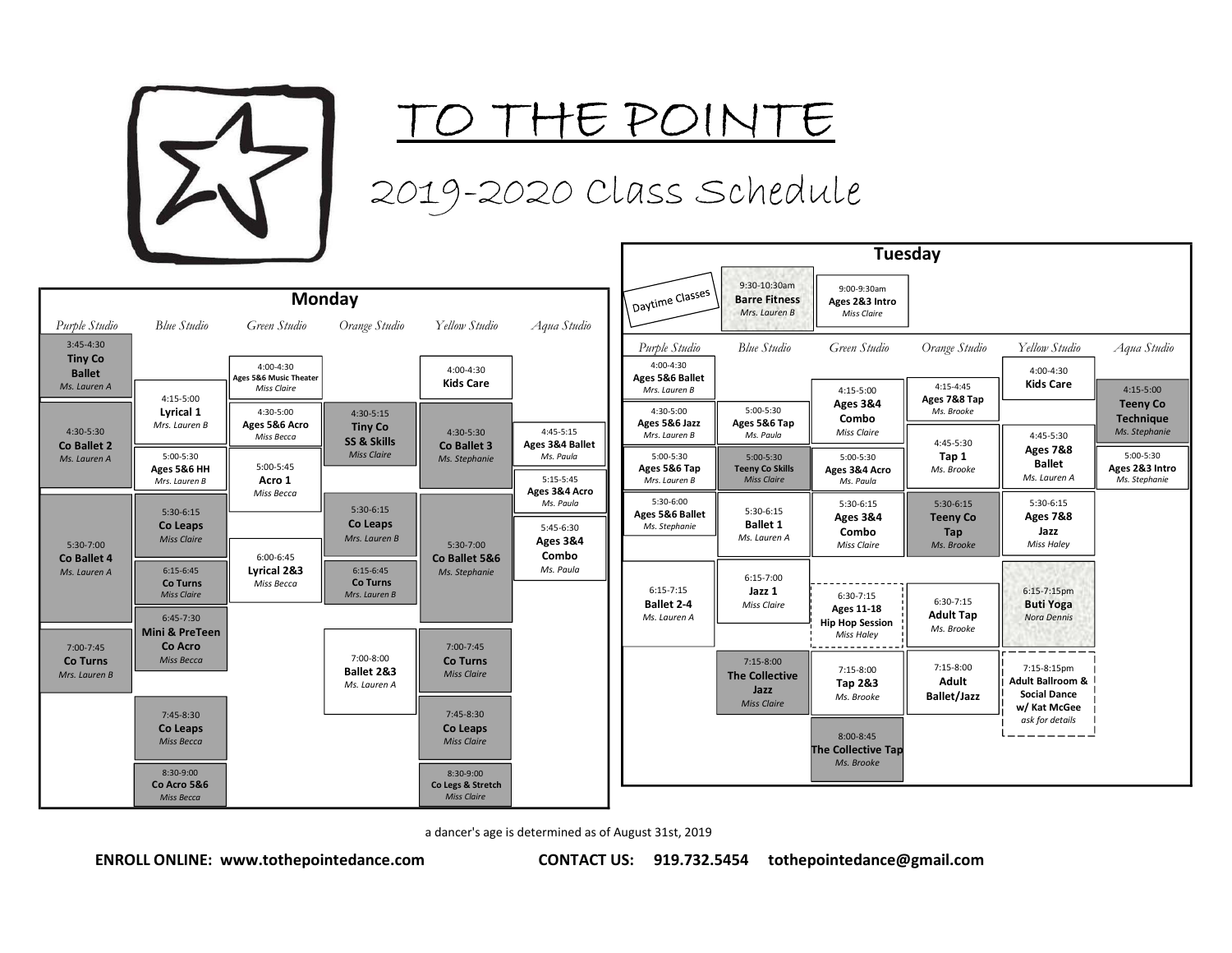# TO THE POINTE

## 2019-2020 Class Schedule

### Monday

| Purple Studio | Blue Studio | Green Studio | Orange Studio | Yellow Studio | Aqua Studio |
|---|---|---|---|---|---|
| 3:45-4:30 **Tiny Co Ballet** *Ms. Lauren A* | 4:15-5:00 **Lyrical 1** *Mrs. Lauren B* | 4:00-4:30 **Ages 5&6 Music Theater** *Miss Claire* | 4:30-5:15 **Tiny Co SS & Skills** *Miss Claire* | 4:00-4:30 **Kids Care** | 4:45-5:15 **Ages 3&4 Ballet** *Ms. Paula* |
| 4:30-5:30 **Co Ballet 2** *Ms. Lauren A* | 5:00-5:30 **Ages 5&6 HH** *Mrs. Lauren B* | 4:30-5:00 **Ages 5&6 Acro** *Miss Becca* | 5:30-6:15 **Co Leaps** *Mrs. Lauren B* | 4:30-5:30 **Co Ballet 3** *Ms. Stephanie* | 5:15-5:45 **Ages 3&4 Acro** *Ms. Paula* |
| 5:30-7:00 **Co Ballet 4** *Ms. Lauren A* | 5:30-6:15 **Co Leaps** *Miss Claire* | 5:00-5:45 **Acro 1** *Miss Becca* | 6:15-6:45 **Co Turns** *Mrs. Lauren B* | 5:30-7:00 **Co Ballet 5&6** *Ms. Stephanie* | 5:45-6:30 **Ages 3&4 Combo** *Ms. Paula* |
| 7:00-7:45 **Co Turns** *Mrs. Lauren B* | 6:15-6:45 **Co Turns** *Miss Claire* | 6:00-6:45 **Lyrical 2&3** *Miss Becca* | 7:00-8:00 **Ballet 2&3** *Ms. Lauren A* | 7:00-7:45 **Co Turns** *Miss Claire* | |
| | 6:45-7:30 **Mini & PreTeen Co Acro** *Miss Becca* | | | 7:45-8:30 **Co Leaps** *Miss Claire* | |
| | 7:45-8:30 **Co Leaps** *Miss Becca* | | | 8:30-9:00 **Co Legs & Stretch** *Miss Claire* | |
| | 8:30-9:00 **Co Acro 5&6** *Miss Becca* | | | | |

### Tuesday

**Daytime Classes**

- 9:30-10:30am **Barre Fitness** *Mrs. Lauren B*
- 9:00-9:30am **Ages 2&3 Intro** *Miss Claire*

| Purple Studio | Blue Studio | Green Studio | Orange Studio | Yellow Studio | Aqua Studio |
|---|---|---|---|---|---|
| 4:00-4:30 **Ages 5&6 Ballet** *Mrs. Lauren B* | 5:00-5:30 **Ages 5&6 Tap** *Ms. Paula* | 4:15-5:00 **Ages 3&4 Combo** *Miss Claire* | 4:15-4:45 **Ages 7&8 Tap** *Ms. Brooke* | 4:00-4:30 **Kids Care** | 4:15-5:00 **Teeny Co Technique** *Ms. Stephanie* |
| 4:30-5:00 **Ages 5&6 Jazz** *Mrs. Lauren B* | 5:00-5:30 **Teeny Co Skills** *Miss Claire* | 5:00-5:30 **Ages 3&4 Acro** *Ms. Paula* | 4:45-5:30 **Tap 1** *Ms. Brooke* | 4:45-5:30 **Ages 7&8 Ballet** *Ms. Lauren A* | 5:00-5:30 **Ages 2&3 Intro** *Ms. Stephanie* |
| 5:00-5:30 **Ages 5&6 Tap** *Mrs. Lauren B* | 5:30-6:15 **Ballet 1** *Ms. Lauren A* | 5:30-6:15 **Ages 3&4 Combo** *Miss Claire* | 5:30-6:15 **Teeny Co Tap** *Ms. Brooke* | 5:30-6:15 **Ages 7&8 Jazz** *Miss Haley* | |
| 5:30-6:00 **Ages 5&6 Ballet** *Ms. Stephanie* | 6:15-7:00 **Jazz 1** *Miss Claire* | 6:30-7:15 **Ages 11-18 Hip Hop Session** *Miss Haley* | 6:30-7:15 **Adult Tap** *Ms. Brooke* | 6:15-7:15pm **Buti Yoga** *Nora Dennis* | |
| 6:15-7:15 **Ballet 2-4** *Ms. Lauren A* | 7:15-8:00 **The Collective Jazz** *Miss Claire* | 7:15-8:00 **Tap 2&3** *Ms. Brooke* | 7:15-8:00 **Adult Ballet/Jazz** | 7:15-8:15pm **Adult Ballroom & Social Dance w/ Kat McGee** *ask for details* | |
| | | 8:00-8:45 **The Collective Tap** *Ms. Brooke* | | | |

a dancer's age is determined as of August 31st, 2019

**ENROLL ONLINE: www.tothepointedance.com** **CONTACT US: 919.732.5454 tothepointedance@gmail.com**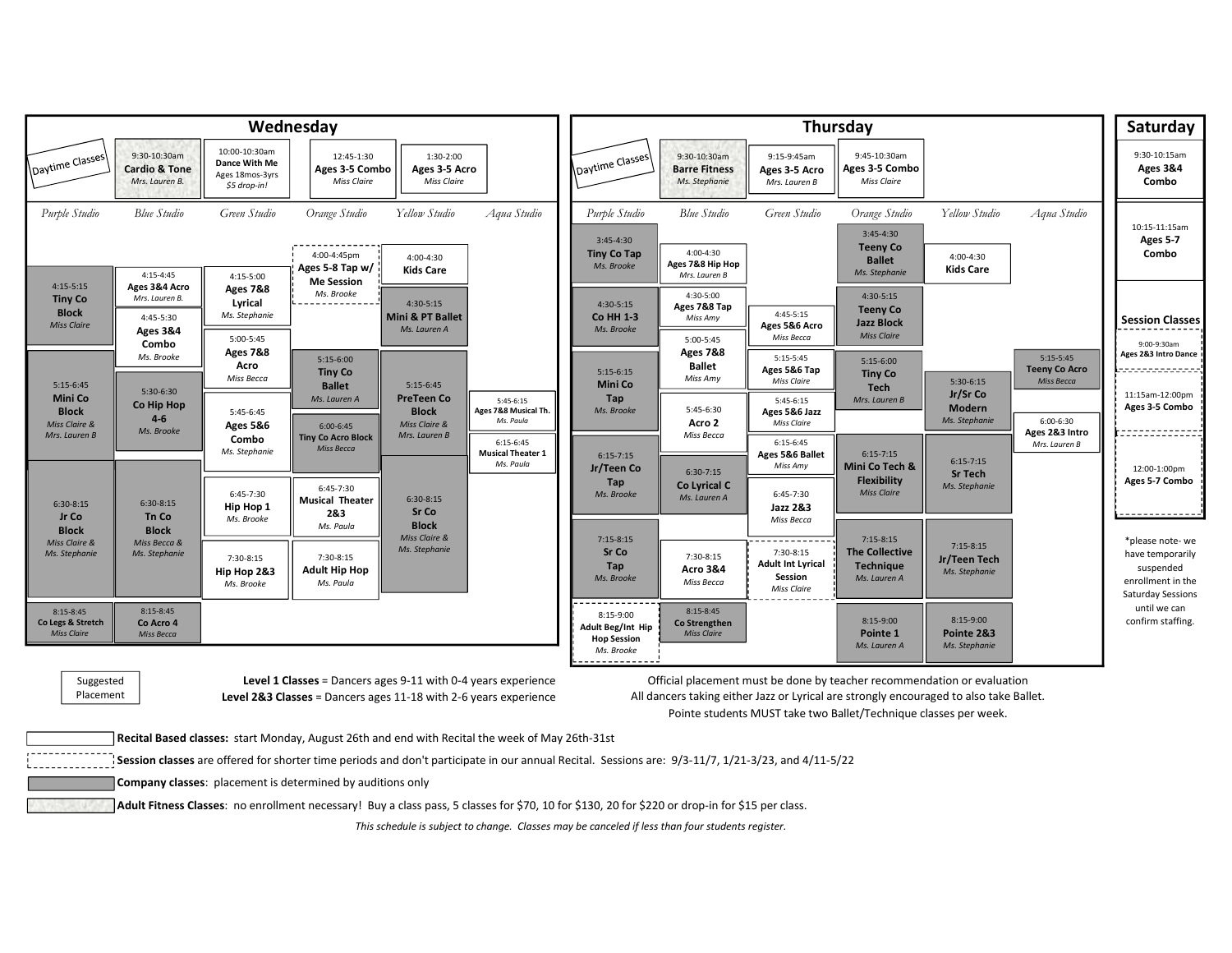## Wednesday

**Daytime Classes**

- 9:30-10:30am — **Cardio & Tone** — *Mrs. Lauren B.*
- 10:00-10:30am — **Dance With Me** — Ages 18mos-3yrs — *$5 drop-in!*
- 12:45-1:30 — **Ages 3-5 Combo** — *Miss Claire*
- 1:30-2:00 — **Ages 3-5 Acro** — *Miss Claire*

| *Purple Studio* | *Blue Studio* | *Green Studio* | *Orange Studio* | *Yellow Studio* | *Aqua Studio* |
|---|---|---|---|---|---|
| 4:15-5:15 **Tiny Co Block** *Miss Claire* | 4:15-4:45 **Ages 3&4 Acro** *Mrs. Lauren B.* | 4:15-5:00 **Ages 7&8 Lyrical** *Ms. Stephanie* | 4:00-4:45pm **Ages 5-8 Tap w/ Me Session** *Ms. Brooke* | 4:00-4:30 **Kids Care** | |
| 5:15-6:45 **Mini Co Block** *Miss Claire & Mrs. Lauren B* | 4:45-5:30 **Ages 3&4 Combo** *Ms. Brooke* | 5:00-5:45 **Ages 7&8 Acro** *Miss Becca* | 5:15-6:00 **Tiny Co Ballet** *Ms. Lauren A* | 4:30-5:15 **Mini & PT Ballet** *Ms. Lauren A* | 5:45-6:15 **Ages 7&8 Musical Th.** *Ms. Paula* |
| 6:30-8:15 **Jr Co Block** *Miss Claire & Ms. Stephanie* | 5:30-6:30 **Co Hip Hop 4-6** *Ms. Brooke* | 5:45-6:45 **Ages 5&6 Combo** *Ms. Stephanie* | 6:00-6:45 **Tiny Co Acro Block** *Miss Becca* | 5:15-6:45 **PreTeen Co Block** *Miss Claire & Mrs. Lauren B* | 6:15-6:45 **Musical Theater 1** *Ms. Paula* |
| 8:15-8:45 **Co Legs & Stretch** *Miss Claire* | 6:30-8:15 **Tn Co Block** *Miss Becca & Ms. Stephanie* | 6:45-7:30 **Hip Hop 1** *Ms. Brooke* | 6:45-7:30 **Musical Theater 2&3** *Ms. Paula* | 6:30-8:15 **Sr Co Block** *Miss Claire & Ms. Stephanie* | |
| | 8:15-8:45 **Co Acro 4** *Miss Becca* | 7:30-8:15 **Hip Hop 2&3** *Ms. Brooke* | 7:30-8:15 **Adult Hip Hop** *Ms. Paula* | | |

## Thursday

**Daytime Classes**

- 9:30-10:30am — **Barre Fitness** — *Ms. Stephanie*
- 9:15-9:45am — **Ages 3-5 Acro** — *Mrs. Lauren B*
- 9:45-10:30am — **Ages 3-5 Combo** — *Miss Claire*

| *Purple Studio* | *Blue Studio* | *Green Studio* | *Orange Studio* | *Yellow Studio* | *Aqua Studio* |
|---|---|---|---|---|---|
| 3:45-4:30 **Tiny Co Tap** *Ms. Brooke* | 4:00-4:30 **Ages 7&8 Hip Hop** *Mrs. Lauren B* | 4:45-5:15 **Ages 5&6 Acro** *Miss Becca* | 3:45-4:30 **Teeny Co Ballet** *Ms. Stephanie* | 4:00-4:30 **Kids Care** | 5:15-5:45 **Teeny Co Acro** *Miss Becca* |
| 4:30-5:15 **Co HH 1-3** *Ms. Brooke* | 4:30-5:00 **Ages 7&8 Tap** *Miss Amy* | 5:15-5:45 **Ages 5&6 Tap** *Miss Claire* | 4:30-5:15 **Teeny Co Jazz Block** *Miss Claire* | 5:30-6:15 **Jr/Sr Co Modern** *Ms. Stephanie* | 6:00-6:30 **Ages 2&3 Intro** *Mrs. Lauren B* |
| 5:15-6:15 **Mini Co Tap** *Ms. Brooke* | 5:00-5:45 **Ages 7&8 Ballet** *Miss Amy* | 5:45-6:15 **Ages 5&6 Jazz** *Miss Claire* | 5:15-6:00 **Tiny Co Tech** *Mrs. Lauren B* | 6:15-7:15 **Sr Tech** *Ms. Stephanie* | |
| 6:15-7:15 **Jr/Teen Co Tap** *Ms. Brooke* | 5:45-6:30 **Acro 2** *Miss Becca* | 6:15-6:45 **Ages 5&6 Ballet** *Miss Amy* | 6:15-7:15 **Mini Co Tech & Flexibility** *Miss Claire* | 7:15-8:15 **Jr/Teen Tech** *Ms. Stephanie* | |
| 7:15-8:15 **Sr Co Tap** *Ms. Brooke* | 6:30-7:15 **Co Lyrical C** *Ms. Lauren A* | 6:45-7:30 **Jazz 2&3** *Miss Becca* | 7:15-8:15 **The Collective Technique** *Ms. Lauren A* | 8:15-9:00 **Pointe 2&3** *Ms. Stephanie* | |
| 8:15-9:00 **Adult Beg/Int Hip Hop Session** *Ms. Brooke* | 7:30-8:15 **Acro 3&4** *Miss Becca* | 7:30-8:15 **Adult Int Lyrical Session** *Miss Claire* | 8:15-9:00 **Pointe 1** *Ms. Lauren A* | | |
| | 8:15-8:45 **Co Strengthen** *Miss Claire* | | | | |

## Saturday

- 9:30-10:15am — **Ages 3&4 Combo**
- 10:15-11:15am — **Ages 5-7 Combo**

**Session Classes**

- 9:00-9:30am — **Ages 2&3 Intro Dance**
- 11:15am-12:00pm — **Ages 3-5 Combo**
- 12:00-1:00pm — **Ages 5-7 Combo**

*please note- we have temporarily suspended enrollment in the Saturday Sessions until we can confirm staffing.

---

Suggested Placement

**Level 1 Classes** = Dancers ages 9-11 with 0-4 years experience
**Level 2&3 Classes** = Dancers ages 11-18 with 2-6 years experience

Official placement must be done by teacher recommendation or evaluation
All dancers taking either Jazz or Lyrical are strongly encouraged to also take Ballet.
Pointe students MUST take two Ballet/Technique classes per week.

**Recital Based classes:** start Monday, August 26th and end with Recital the week of May 26th-31st

**Session classes** are offered for shorter time periods and don't participate in our annual Recital. Sessions are: 9/3-11/7, 1/21-3/23, and 4/11-5/22

**Company classes**: placement is determined by auditions only

**Adult Fitness Classes**: no enrollment necessary! Buy a class pass, 5 classes for $70, 10 for $130, 20 for $220 or drop-in for $15 per class.

*This schedule is subject to change. Classes may be canceled if less than four students register.*